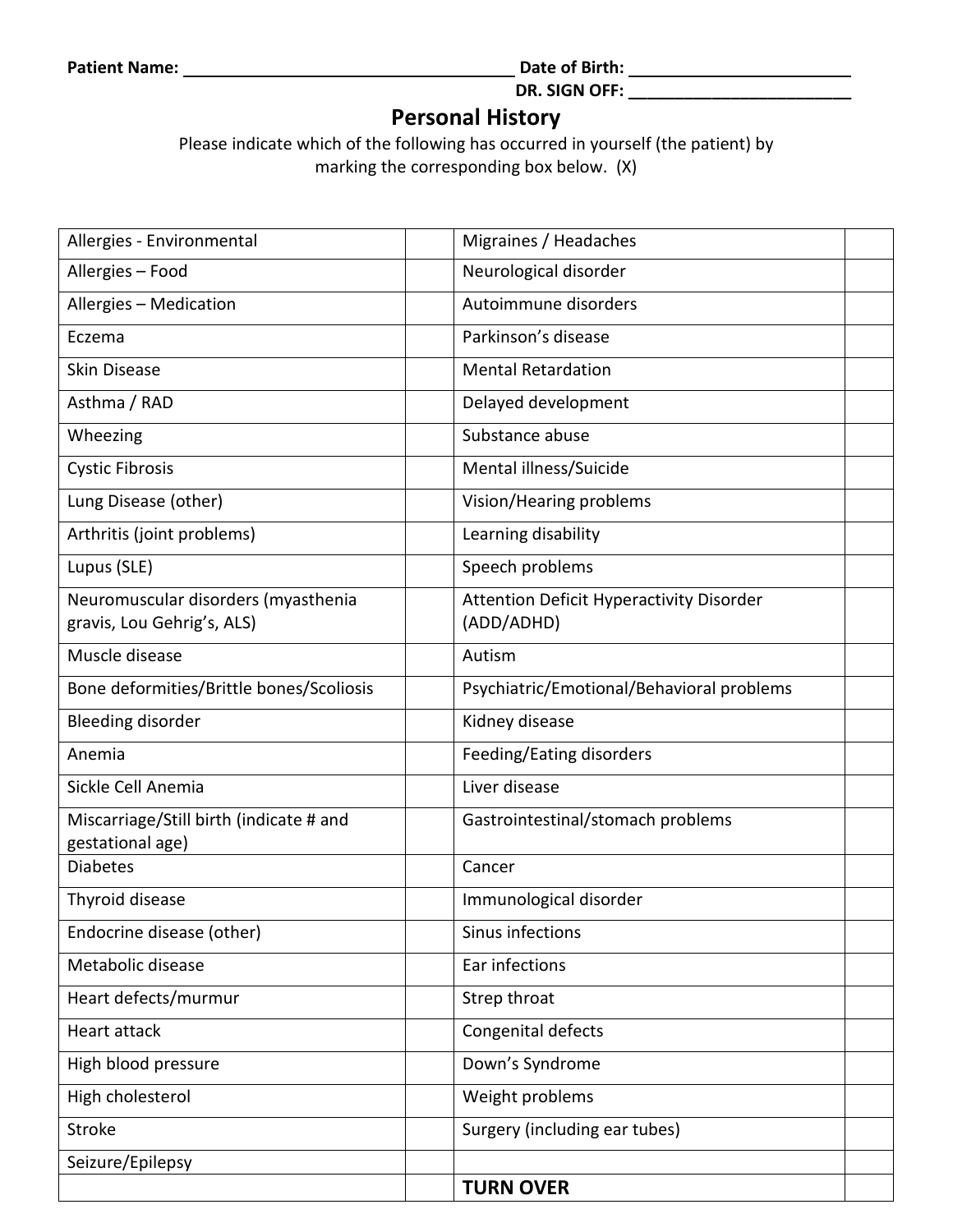**Patient Name:** ________________________________ **Date of Birth:** ______________________

**DR. SIGN OFF:** ______________________

## Personal History

Please indicate which of the following has occurred in yourself (the patient) by marking the corresponding box below. (X)

| Condition | | Condition | |
|---|---|---|---|
| Allergies - Environmental | | Migraines / Headaches | |
| Allergies – Food | | Neurological disorder | |
| Allergies – Medication | | Autoimmune disorders | |
| Eczema | | Parkinson's disease | |
| Skin Disease | | Mental Retardation | |
| Asthma / RAD | | Delayed development | |
| Wheezing | | Substance abuse | |
| Cystic Fibrosis | | Mental illness/Suicide | |
| Lung Disease (other) | | Vision/Hearing problems | |
| Arthritis (joint problems) | | Learning disability | |
| Lupus (SLE) | | Speech problems | |
| Neuromuscular disorders (myasthenia gravis, Lou Gehrig's, ALS) | | Attention Deficit Hyperactivity Disorder (ADD/ADHD) | |
| Muscle disease | | Autism | |
| Bone deformities/Brittle bones/Scoliosis | | Psychiatric/Emotional/Behavioral problems | |
| Bleeding disorder | | Kidney disease | |
| Anemia | | Feeding/Eating disorders | |
| Sickle Cell Anemia | | Liver disease | |
| Miscarriage/Still birth (indicate # and gestational age) | | Gastrointestinal/stomach problems | |
| Diabetes | | Cancer | |
| Thyroid disease | | Immunological disorder | |
| Endocrine disease (other) | | Sinus infections | |
| Metabolic disease | | Ear infections | |
| Heart defects/murmur | | Strep throat | |
| Heart attack | | Congenital defects | |
| High blood pressure | | Down's Syndrome | |
| High cholesterol | | Weight problems | |
| Stroke | | Surgery (including ear tubes) | |
| Seizure/Epilepsy | | | |
| | | **TURN OVER** | |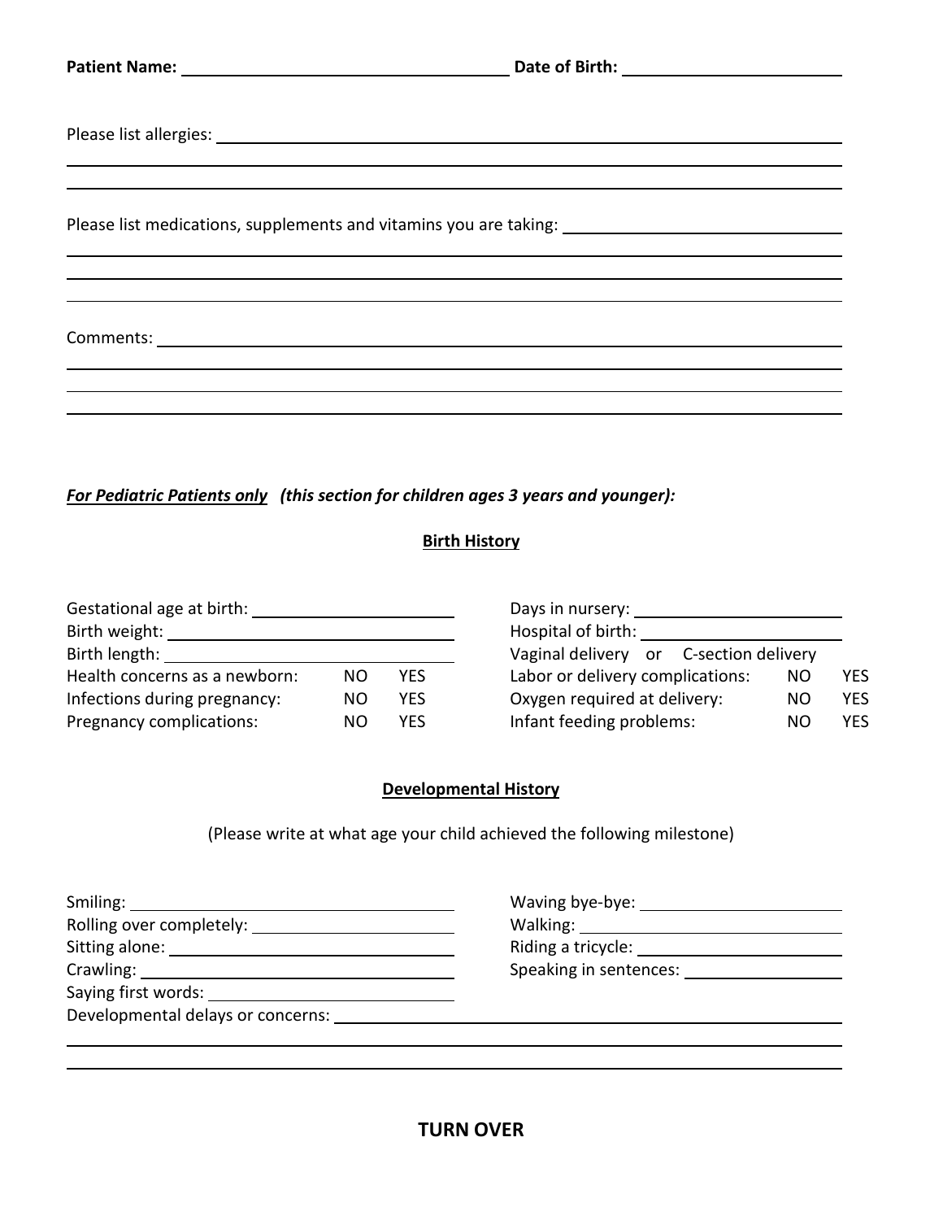**Patient Name:** ______________________ **Date of Birth:** ______________________

Please list allergies: ______________________

Please list medications, supplements and vitamins you are taking: ______________________

Comments: ______________________

***For Pediatric Patients only*** ***(this section for children ages 3 years and younger):***

**Birth History**

Gestational age at birth: ______________________

Birth weight: ______________________

Birth length: ______________________

Health concerns as a newborn: NO YES

Infections during pregnancy: NO YES

Pregnancy complications: NO YES

Days in nursery: ______________________

Hospital of birth: ______________________

Vaginal delivery or C-section delivery

Labor or delivery complications: NO YES

Oxygen required at delivery: NO YES

Infant feeding problems: NO YES

**Developmental History**

(Please write at what age your child achieved the following milestone)

Smiling: ______________________

Rolling over completely: ______________________

Sitting alone: ______________________

Crawling: ______________________

Saying first words: ______________________

Waving bye-bye: ______________________

Walking: ______________________

Riding a tricycle: ______________________

Speaking in sentences: ______________________

Developmental delays or concerns: ______________________

**TURN OVER**